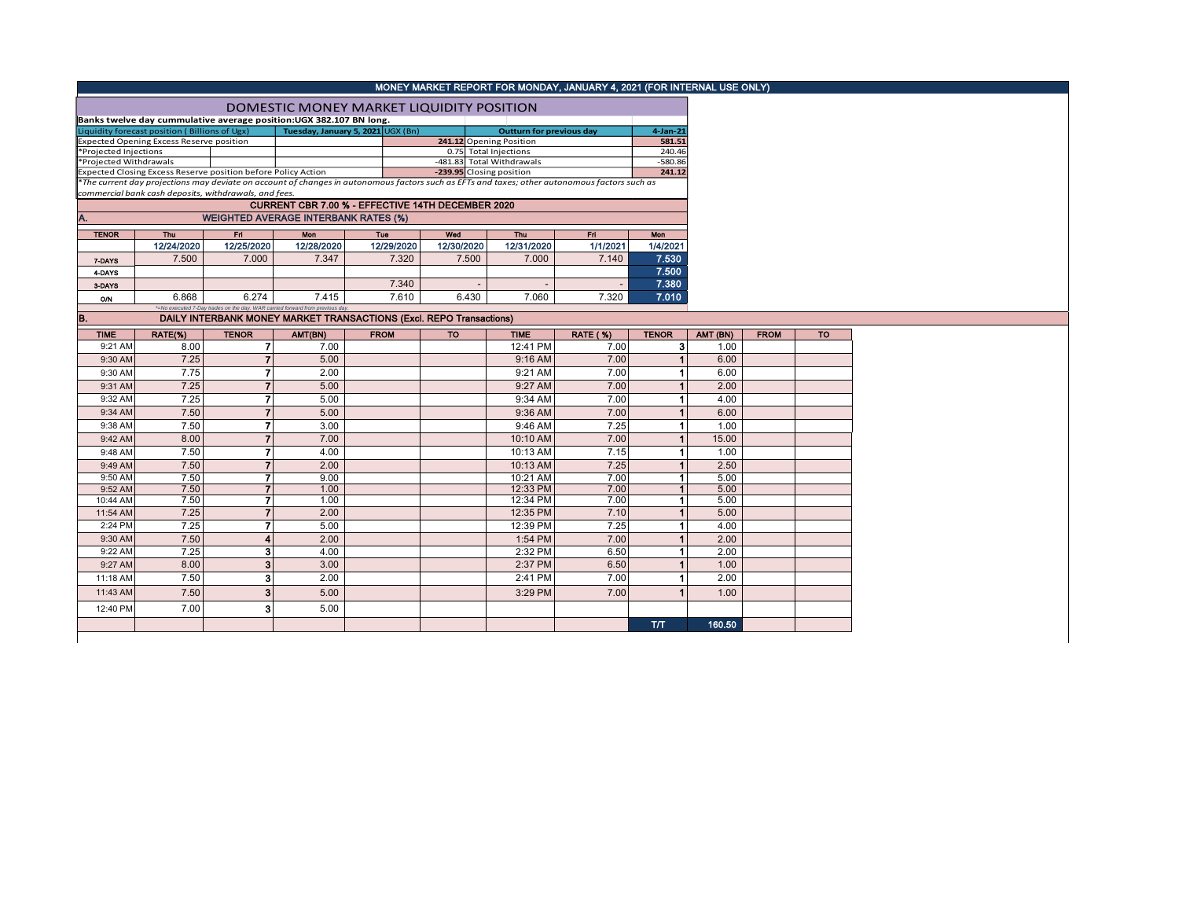## MONEY MARKET REPORT FOR MONDAY, JANUARY 4, 2021 (FOR INTERNAL USE ONLY)

### DOMESTIC MONEY MARKET LIQUIDITY POSITION

**Banks twelve day cummulative average position:UGX 382.107 BN long.**

| Liquidity forecast position ( Billions of Ugx) | Tuesday, January 5, 2021 UGX (Bn) | Outturn for previous day | 4-Jan-21 |
|---|---|---|---|
| Expected Opening Excess Reserve position | 241.12 | Opening Position | 581.51 |
| *Projected Injections | 0.75 | Total Injections | 240.46 |
| *Projected Withdrawals | -481.83 | Total Withdrawals | -580.86 |
| Expected Closing Excess Reserve position before Policy Action | -239.95 | Closing position | 241.12 |

*The current day projections may deviate on account of changes in autonomous factors such as EFTs and taxes; other autonomous factors such as commercial bank cash deposits, withdrawals, and fees.

### CURRENT CBR 7.00 % - EFFECTIVE 14TH DECEMBER 2020

### A. WEIGHTED AVERAGE INTERBANK RATES (%)

| TENOR | Thu | Fri | Mon | Tue | Wed | Thu | Fri | Mon |
|---|---|---|---|---|---|---|---|---|
| | 12/24/2020 | 12/25/2020 | 12/28/2020 | 12/29/2020 | 12/30/2020 | 12/31/2020 | 1/1/2021 | 1/4/2021 |
| 7-DAYS | 7.500 | 7.000 | 7.347 | 7.320 | 7.500 | 7.000 | 7.140 | 7.530 |
| 4-DAYS | | | | | | | | 7.500 |
| 3-DAYS | | | | 7.340 | - | - | - | 7.380 |
| O/N | 6.868 | 6.274 | 7.415 | 7.610 | 6.430 | 7.060 | 7.320 | 7.010 |

*=No executed 7-Day trades on the day. WAR carried forward from previous day.

### B. DAILY INTERBANK MONEY MARKET TRANSACTIONS (Excl. REPO Transactions)

| TIME | RATE(%) | TENOR | AMT(BN) | FROM | TO | TIME | RATE ( %) | TENOR | AMT (BN) | FROM | TO |
|---|---|---|---|---|---|---|---|---|---|---|---|
| 9:21 AM | 8.00 | 7 | 7.00 | | | 12:41 PM | 7.00 | 3 | 1.00 | | |
| 9:30 AM | 7.25 | 7 | 5.00 | | | 9:16 AM | 7.00 | 1 | 6.00 | | |
| 9:30 AM | 7.75 | 7 | 2.00 | | | 9:21 AM | 7.00 | 1 | 6.00 | | |
| 9:31 AM | 7.25 | 7 | 5.00 | | | 9:27 AM | 7.00 | 1 | 2.00 | | |
| 9:32 AM | 7.25 | 7 | 5.00 | | | 9:34 AM | 7.00 | 1 | 4.00 | | |
| 9:34 AM | 7.50 | 7 | 5.00 | | | 9:36 AM | 7.00 | 1 | 6.00 | | |
| 9:38 AM | 7.50 | 7 | 3.00 | | | 9:46 AM | 7.25 | 1 | 1.00 | | |
| 9:42 AM | 8.00 | 7 | 7.00 | | | 10:10 AM | 7.00 | 1 | 15.00 | | |
| 9:48 AM | 7.50 | 7 | 4.00 | | | 10:13 AM | 7.15 | 1 | 1.00 | | |
| 9:49 AM | 7.50 | 7 | 2.00 | | | 10:13 AM | 7.25 | 1 | 2.50 | | |
| 9:50 AM | 7.50 | 7 | 9.00 | | | 10:21 AM | 7.00 | 1 | 5.00 | | |
| 9:52 AM | 7.50 | 7 | 1.00 | | | 12:33 PM | 7.00 | 1 | 5.00 | | |
| 10:44 AM | 7.50 | 7 | 1.00 | | | 12:34 PM | 7.00 | 1 | 5.00 | | |
| 11:54 AM | 7.25 | 7 | 2.00 | | | 12:35 PM | 7.10 | 1 | 5.00 | | |
| 2:24 PM | 7.25 | 7 | 5.00 | | | 12:39 PM | 7.25 | 1 | 4.00 | | |
| 9:30 AM | 7.50 | 4 | 2.00 | | | 1:54 PM | 7.00 | 1 | 2.00 | | |
| 9:22 AM | 7.25 | 3 | 4.00 | | | 2:32 PM | 6.50 | 1 | 2.00 | | |
| 9:27 AM | 8.00 | 3 | 3.00 | | | 2:37 PM | 6.50 | 1 | 1.00 | | |
| 11:18 AM | 7.50 | 3 | 2.00 | | | 2:41 PM | 7.00 | 1 | 2.00 | | |
| 11:43 AM | 7.50 | 3 | 5.00 | | | 3:29 PM | 7.00 | 1 | 1.00 | | |
| 12:40 PM | 7.00 | 3 | 5.00 | | | | | | | | |
| | | | | | | | | T/T | 160.50 | | |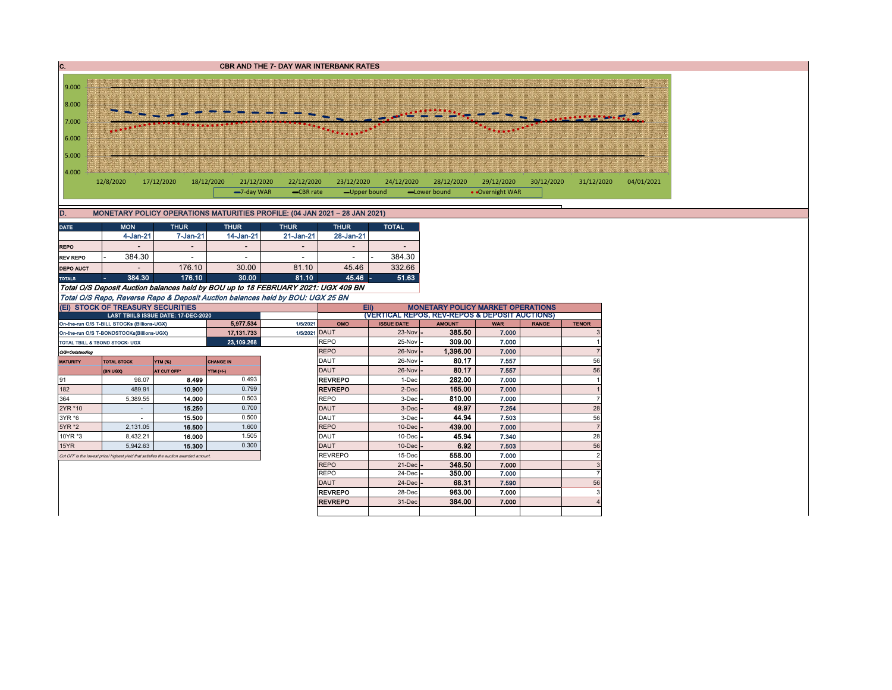## C. CBR AND THE 7- DAY WAR INTERBANK RATES

9.000
8.000
7.000
6.000
5.000
4.000

12/8/2020 17/12/2020 18/12/2020 21/12/2020 22/12/2020 23/12/2020 24/12/2020 28/12/2020 29/12/2020 30/12/2020 31/12/2020 04/01/2021

7-day WAR — CBR rate — Upper bound — Lower bound — Overnight WAR

## D. MONETARY POLICY OPERATIONS MATURITIES PROFILE: (04 JAN 2021 – 28 JAN 2021)

| DATE | MON | THUR | THUR | THUR | THUR | TOTAL |
|---|---|---|---|---|---|---|
| | 4-Jan-21 | 7-Jan-21 | 14-Jan-21 | 21-Jan-21 | 28-Jan-21 | |
| REPO | - | - | - | - | - | - |
| REV REPO | 384.30 | - | - | - | - | 384.30 |
| DEPO AUCT | - | 176.10 | 30.00 | 81.10 | 45.46 | 332.66 |
| TOTALS | 384.30 | 176.10 | 30.00 | 81.10 | 45.46 | 51.63 |

*Total O/S Deposit Auction balances held by BOU up to 18 FEBRUARY 2021: UGX 409 BN*

*Total O/S Repo, Reverse Repo & Deposit Auction balances held by BOU: UGX 25 BN*

### (Ei) STOCK OF TREASURY SECURITIES

| LAST TBIILS ISSUE DATE: 17-DEC-2020 | | |
|---|---|---|
| On-the-run O/S T-BILL STOCKs (Billions-UGX) | 5,977.534 | 1/5/2021 |
| On-the-run O/S T-BONDSTOCKs(Billions-UGX) | 17,131.733 | 1/5/2021 |
| TOTAL TBILL & TBOND STOCK- UGX | 23,109.268 | |

O/S=Outstanding

| MATURITY | TOTAL STOCK (BN UGX) | YTM (%) AT CUT OFF* | CHANGE IN YTM (+/-) |
|---|---|---|---|
| 91 | 98.07 | 8.499 | 0.493 |
| 182 | 489.91 | 10.900 | 0.799 |
| 364 | 5,389.55 | 14.000 | 0.503 |
| 2YR *10 | - | 15.250 | 0.700 |
| 3YR *6 | - | 15.500 | 0.500 |
| 5YR *2 | 2,131.05 | 16.500 | 1.600 |
| 10YR *3 | 8,432.21 | 16.000 | 1.505 |
| 15YR | 5,942.63 | 15.300 | 0.300 |

Cut OFF is the lowest price/ highest yield that satisfies the auction awarded amount.

### Eii) MONETARY POLICY MARKET OPERATIONS (VERTICAL REPOS, REV-REPOS & DEPOSIT AUCTIONS)

| OMO | ISSUE DATE | AMOUNT | WAR | RANGE | TENOR |
|---|---|---|---|---|---|
| DAUT | 23-Nov | 385.50 | 7.000 | | 3 |
| REPO | 25-Nov | 309.00 | 7.000 | | 1 |
| REPO | 26-Nov | 1,396.00 | 7.000 | | 7 |
| DAUT | 26-Nov | 80.17 | 7.557 | | 56 |
| DAUT | 26-Nov | 80.17 | 7.557 | | 56 |
| REVREPO | 1-Dec | 282.00 | 7.000 | | 1 |
| REVREPO | 2-Dec | 165.00 | 7.000 | | 1 |
| REPO | 3-Dec | 810.00 | 7.000 | | 7 |
| DAUT | 3-Dec | 49.97 | 7.254 | | 28 |
| DAUT | 3-Dec | 44.94 | 7.503 | | 56 |
| REPO | 10-Dec | 439.00 | 7.000 | | 7 |
| DAUT | 10-Dec | 45.94 | 7.340 | | 28 |
| DAUT | 10-Dec | 6.92 | 7.503 | | 56 |
| REVREPO | 15-Dec | 558.00 | 7.000 | | 2 |
| REPO | 21-Dec | 348.50 | 7.000 | | 3 |
| REPO | 24-Dec | 350.00 | 7.000 | | 7 |
| DAUT | 24-Dec | 68.31 | 7.590 | | 56 |
| REVREPO | 28-Dec | 963.00 | 7.000 | | 3 |
| REVREPO | 31-Dec | 384.00 | 7.000 | | 4 |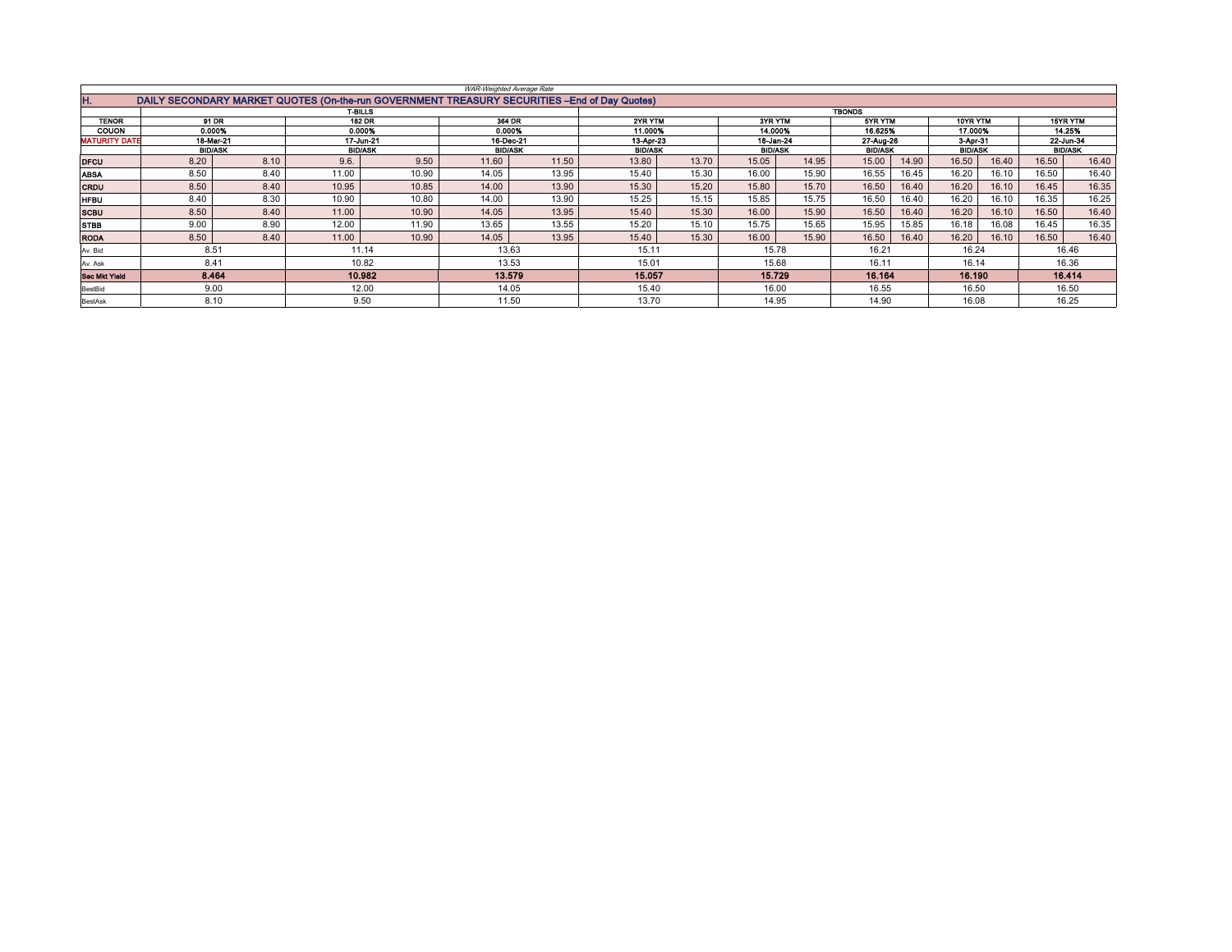*WAR-Weighted Average Rate*

## H. DAILY SECONDARY MARKET QUOTES (On-the-run GOVERNMENT TREASURY SECURITIES –End of Day Quotes)

| | T-BILLS | | | | | | TBONDS | | | | | | | | | |
|---|---|---|---|---|---|---|---|---|---|---|---|---|---|---|---|---|
| **TENOR** | **91 DR** | | **182 DR** | | **364 DR** | | **2YR YTM** | | **3YR YTM** | | **5YR YTM** | | **10YR YTM** | | **15YR YTM** | |
| **COUON** | **0.000%** | | **0.000%** | | **0.000%** | | **11.000%** | | **14.000%** | | **16.625%** | | **17.000%** | | **14.25%** | |
| **MATURITY DATE** | **18-Mar-21** | | **17-Jun-21** | | **16-Dec-21** | | **13-Apr-23** | | **18-Jan-24** | | **27-Aug-26** | | **3-Apr-31** | | **22-Jun-34** | |
| | **BID/ASK** | | **BID/ASK** | | **BID/ASK** | | **BID/ASK** | | **BID/ASK** | | **BID/ASK** | | **BID/ASK** | | **BID/ASK** | |
| **DFCU** | 8.20 | 8.10 | 9.6. | 9.50 | 11.60 | 11.50 | 13.80 | 13.70 | 15.05 | 14.95 | 15.00 | 14.90 | 16.50 | 16.40 | 16.50 | 16.40 |
| **ABSA** | 8.50 | 8.40 | 11.00 | 10.90 | 14.05 | 13.95 | 15.40 | 15.30 | 16.00 | 15.90 | 16.55 | 16.45 | 16.20 | 16.10 | 16.50 | 16.40 |
| **CRDU** | 8.50 | 8.40 | 10.95 | 10.85 | 14.00 | 13.90 | 15.30 | 15.20 | 15.80 | 15.70 | 16.50 | 16.40 | 16.20 | 16.10 | 16.45 | 16.35 |
| **HFBU** | 8.40 | 8.30 | 10.90 | 10.80 | 14.00 | 13.90 | 15.25 | 15.15 | 15.85 | 15.75 | 16.50 | 16.40 | 16.20 | 16.10 | 16.35 | 16.25 |
| **SCBU** | 8.50 | 8.40 | 11.00 | 10.90 | 14.05 | 13.95 | 15.40 | 15.30 | 16.00 | 15.90 | 16.50 | 16.40 | 16.20 | 16.10 | 16.50 | 16.40 |
| **STBB** | 9.00 | 8.90 | 12.00 | 11.90 | 13.65 | 13.55 | 15.20 | 15.10 | 15.75 | 15.65 | 15.95 | 15.85 | 16.18 | 16.08 | 16.45 | 16.35 |
| **RODA** | 8.50 | 8.40 | 11.00 | 10.90 | 14.05 | 13.95 | 15.40 | 15.30 | 16.00 | 15.90 | 16.50 | 16.40 | 16.20 | 16.10 | 16.50 | 16.40 |
| Av. Bid | 8.51 | | 11.14 | | 13.63 | | 15.11 | | 15.78 | | 16.21 | | 16.24 | | 16.46 | |
| Av. Ask | 8.41 | | 10.82 | | 13.53 | | 15.01 | | 15.68 | | 16.11 | | 16.14 | | 16.36 | |
| **Sec Mkt Yield** | **8.464** | | **10.982** | | **13.579** | | **15.057** | | **15.729** | | **16.164** | | **16.190** | | **16.414** | |
| BestBid | 9.00 | | 12.00 | | 14.05 | | 15.40 | | 16.00 | | 16.55 | | 16.50 | | 16.50 | |
| BestAsk | 8.10 | | 9.50 | | 11.50 | | 13.70 | | 14.95 | | 14.90 | | 16.08 | | 16.25 | |